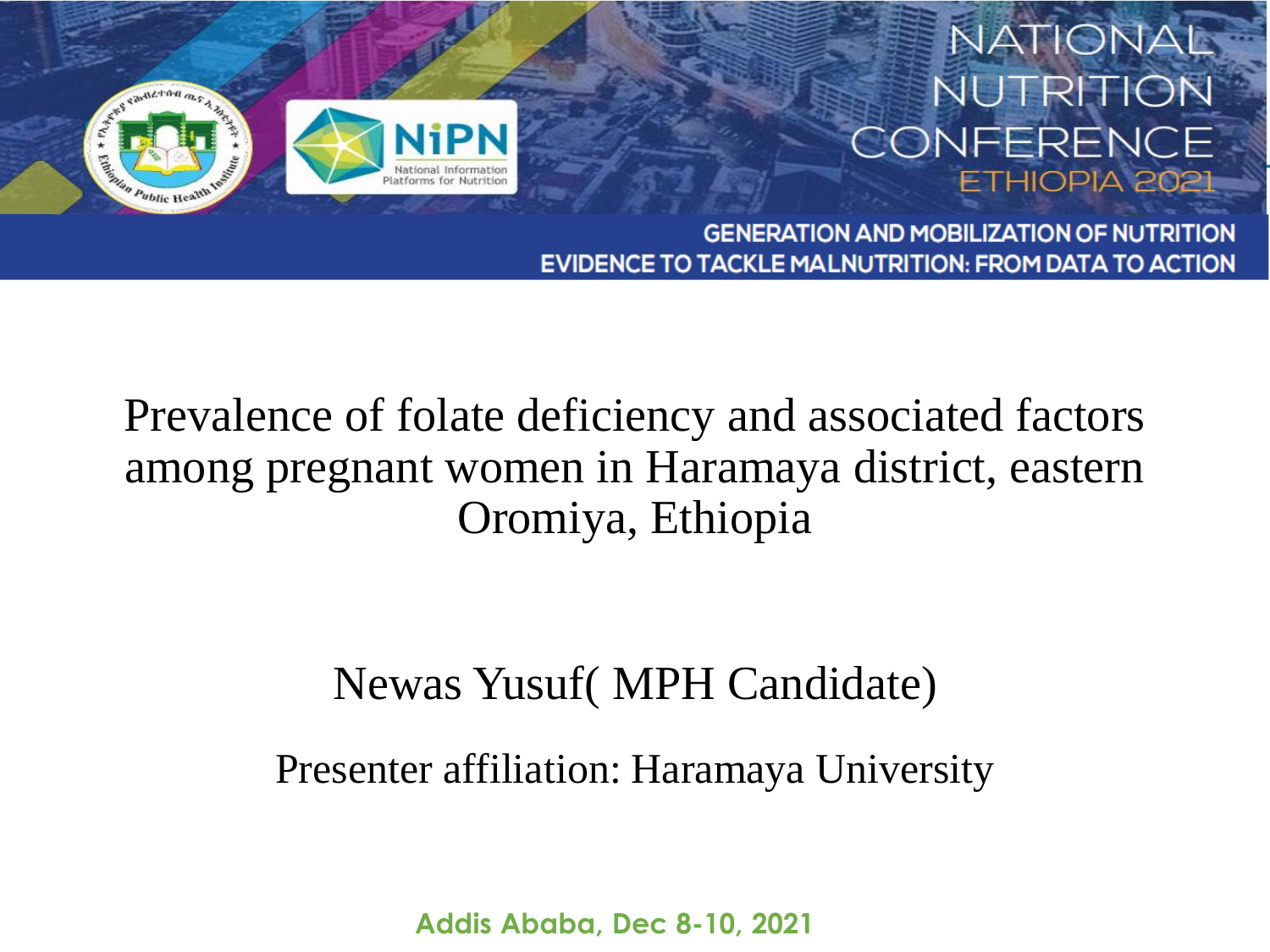NATIONAL NUTRITION CONFERENCE ETHIOPIA 2021

GENERATION AND MOBILIZATION OF NUTRITION EVIDENCE TO TACKLE MALNUTRITION: FROM DATA TO ACTION

# Prevalence of folate deficiency and associated factors among pregnant women in Haramaya district, eastern Oromiya, Ethiopia

Newas Yusuf( MPH Candidate)

Presenter affiliation: Haramaya University

**Addis Ababa, Dec 8-10, 2021**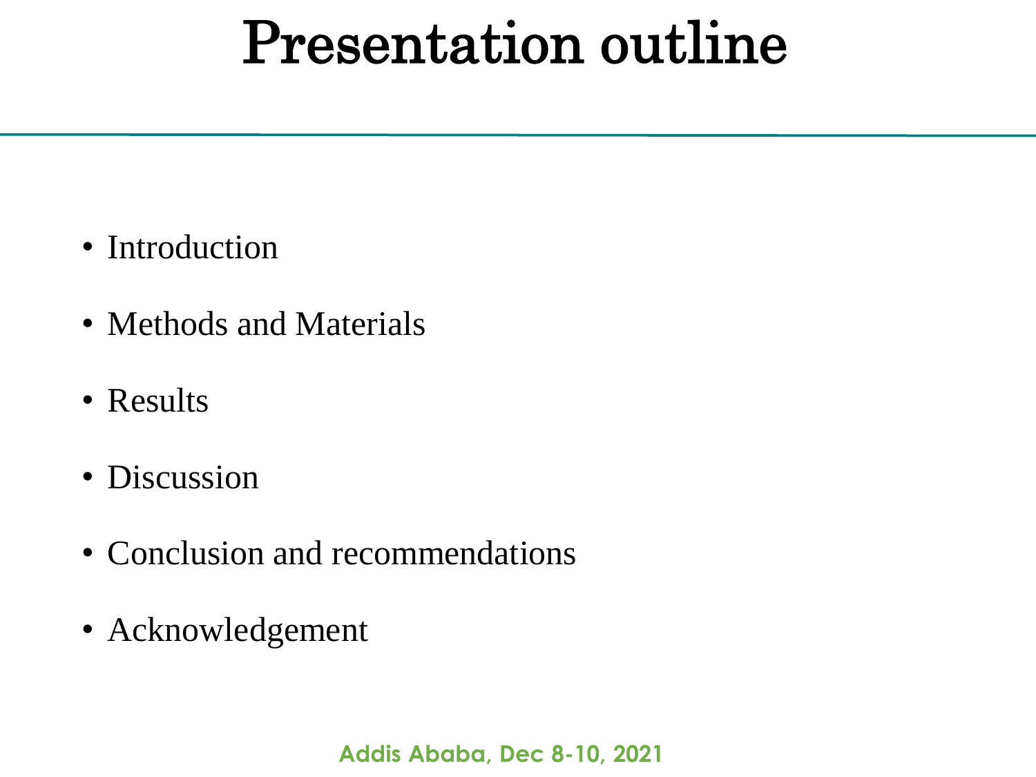# Presentation outline

- Introduction
- Methods and Materials
- Results
- Discussion
- Conclusion and recommendations
- Acknowledgement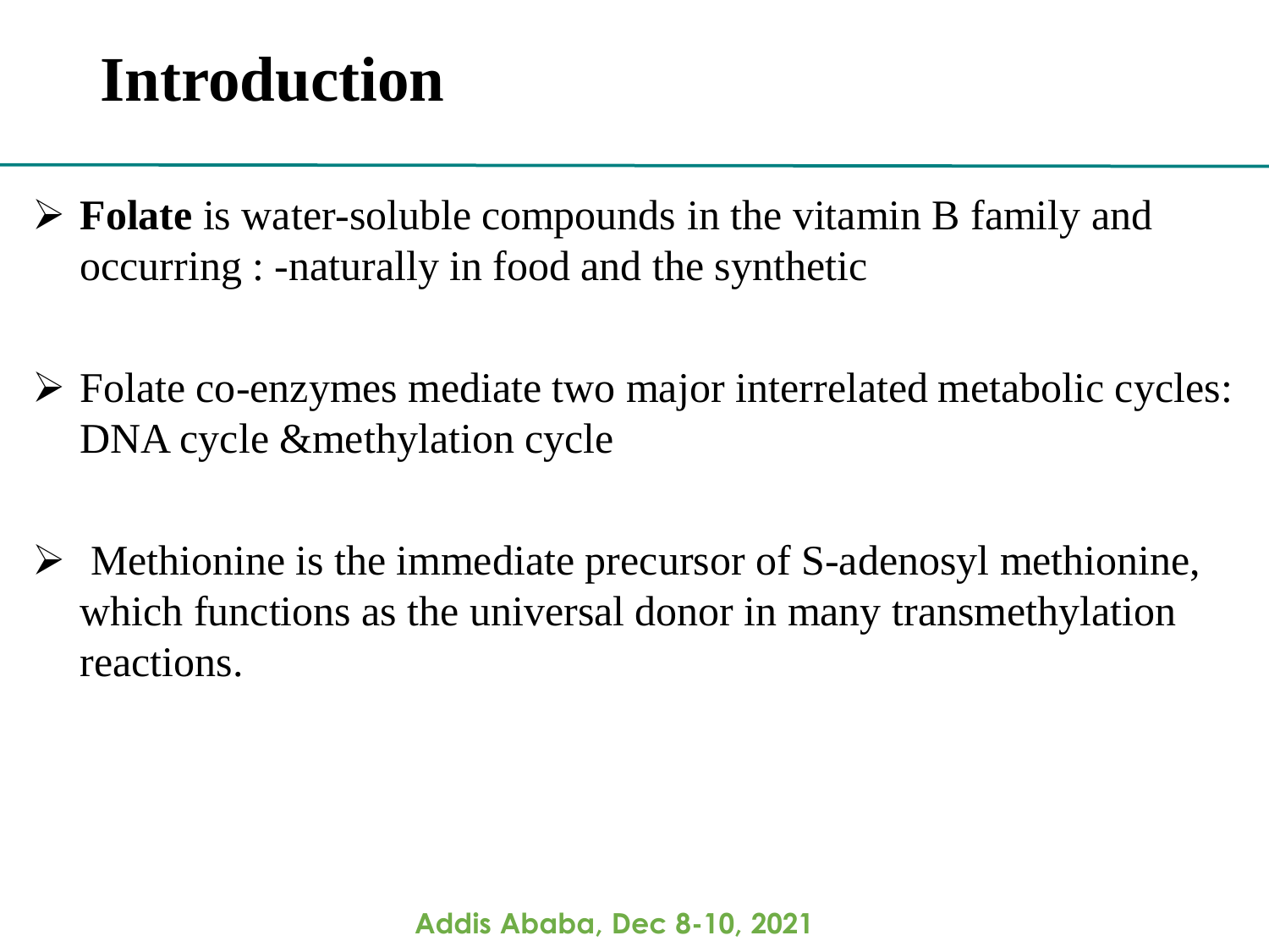# Introduction

- **Folate** is water-soluble compounds in the vitamin B family and occurring : -naturally in food and the synthetic
- Folate co-enzymes mediate two major interrelated metabolic cycles: DNA cycle &methylation cycle
- Methionine is the immediate precursor of S-adenosyl methionine, which functions as the universal donor in many transmethylation reactions.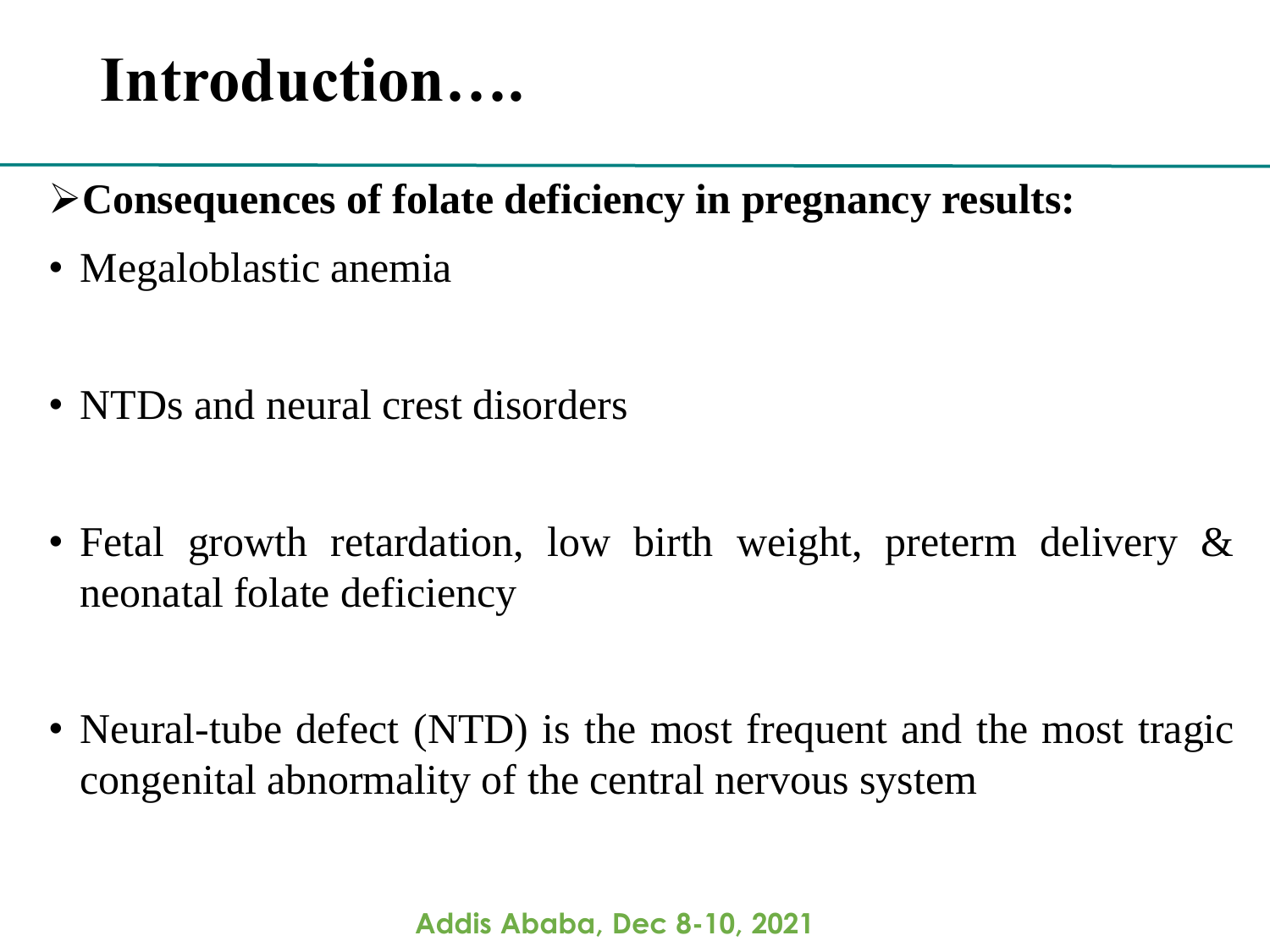# Introduction….

- **Consequences of folate deficiency in pregnancy results:**

- Megaloblastic anemia
- NTDs and neural crest disorders
- Fetal growth retardation, low birth weight, preterm delivery & neonatal folate deficiency
- Neural-tube defect (NTD) is the most frequent and the most tragic congenital abnormality of the central nervous system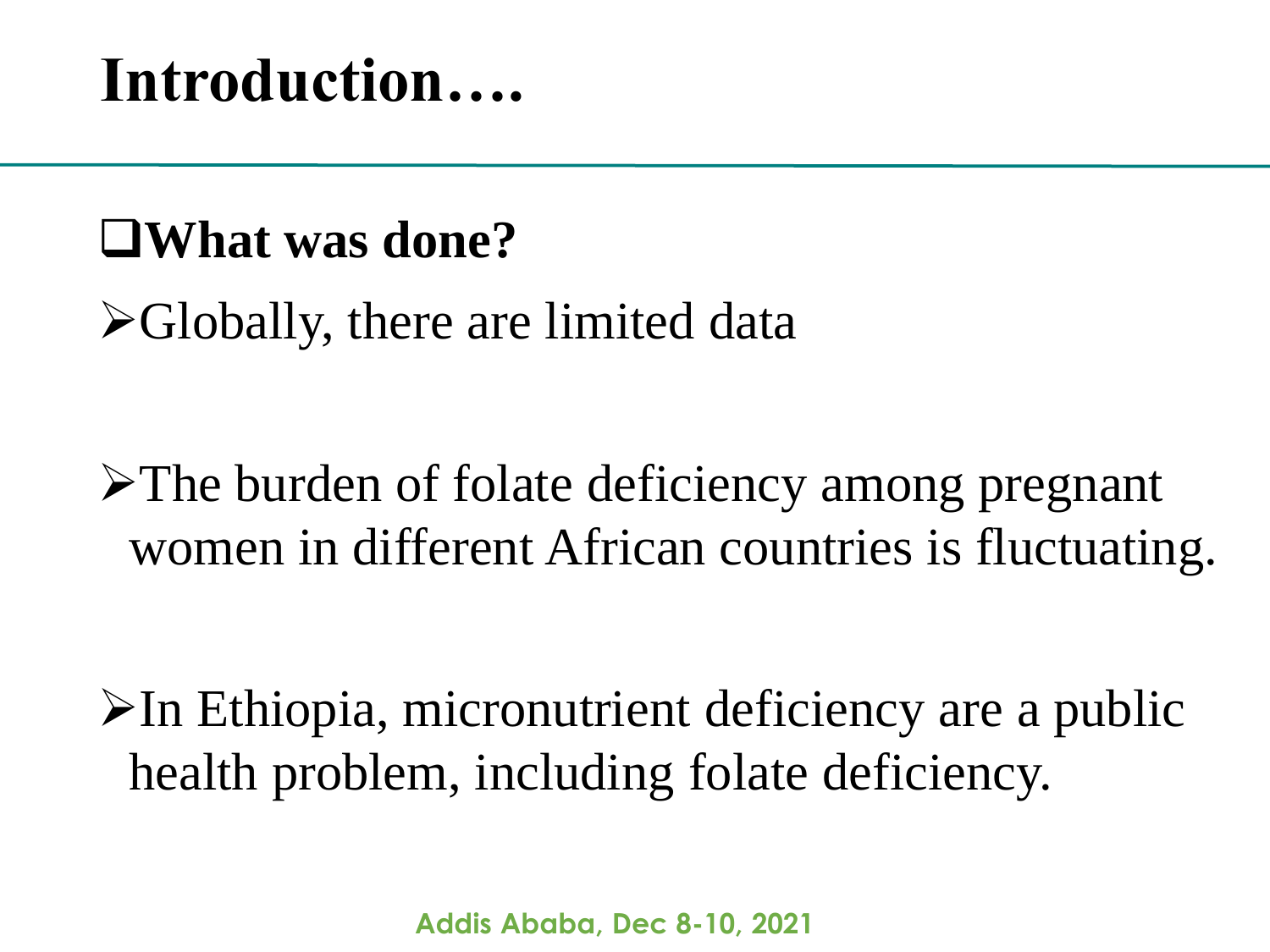# Introduction….

- **What was done?**
  - Globally, there are limited data
  - The burden of folate deficiency among pregnant women in different African countries is fluctuating.
  - In Ethiopia, micronutrient deficiency are a public health problem, including folate deficiency.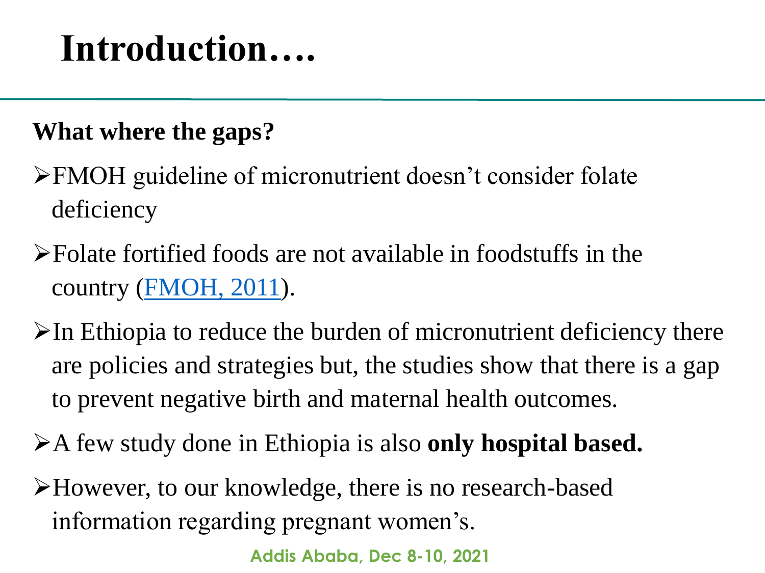# Introduction….

**What where the gaps?**

- FMOH guideline of micronutrient doesn't consider folate deficiency
- Folate fortified foods are not available in foodstuffs in the country (FMOH, 2011).
- In Ethiopia to reduce the burden of micronutrient deficiency there are policies and strategies but, the studies show that there is a gap to prevent negative birth and maternal health outcomes.
- A few study done in Ethiopia is also **only hospital based.**
- However, to our knowledge, there is no research-based information regarding pregnant women's.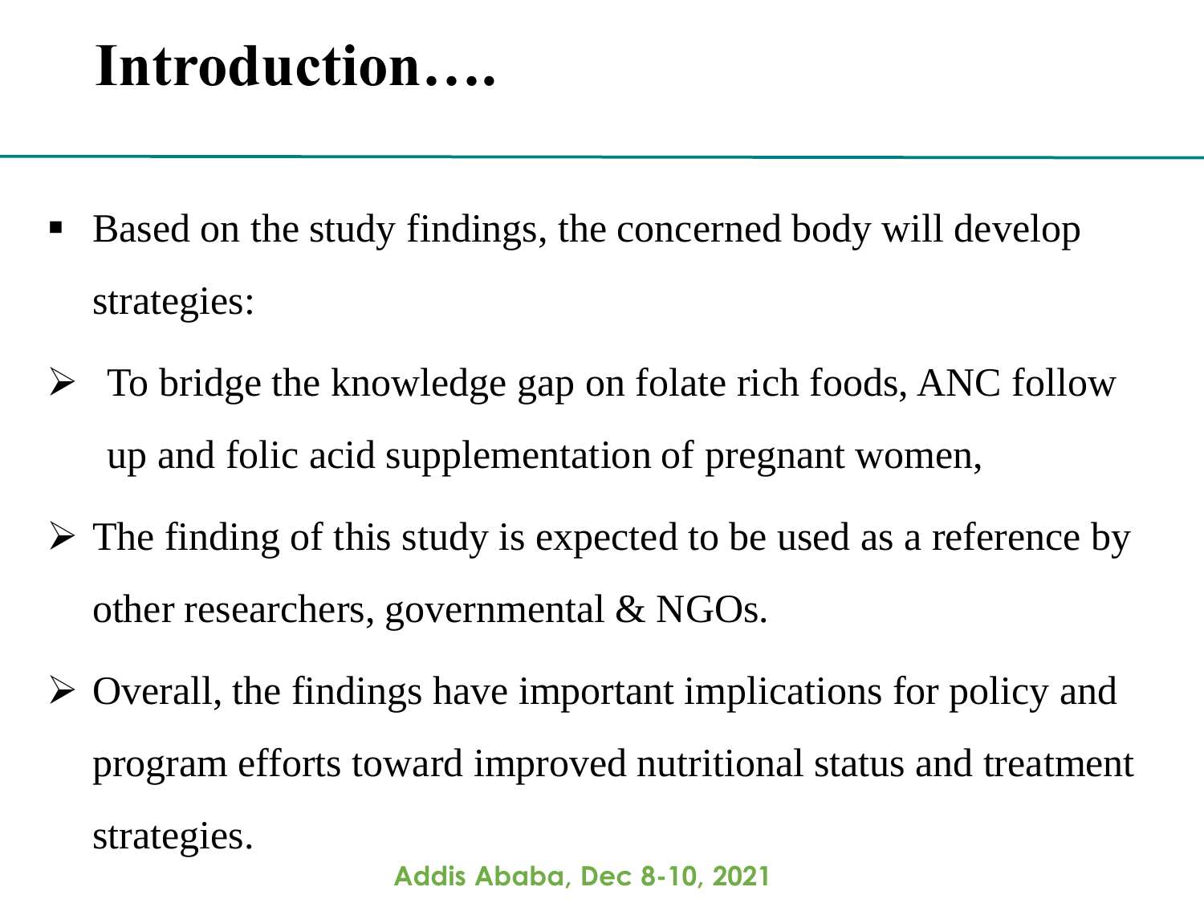# Introduction….

- Based on the study findings, the concerned body will develop strategies:
  - To bridge the knowledge gap on folate rich foods, ANC follow up and folic acid supplementation of pregnant women,
  - The finding of this study is expected to be used as a reference by other researchers, governmental & NGOs.
  - Overall, the findings have important implications for policy and program efforts toward improved nutritional status and treatment strategies.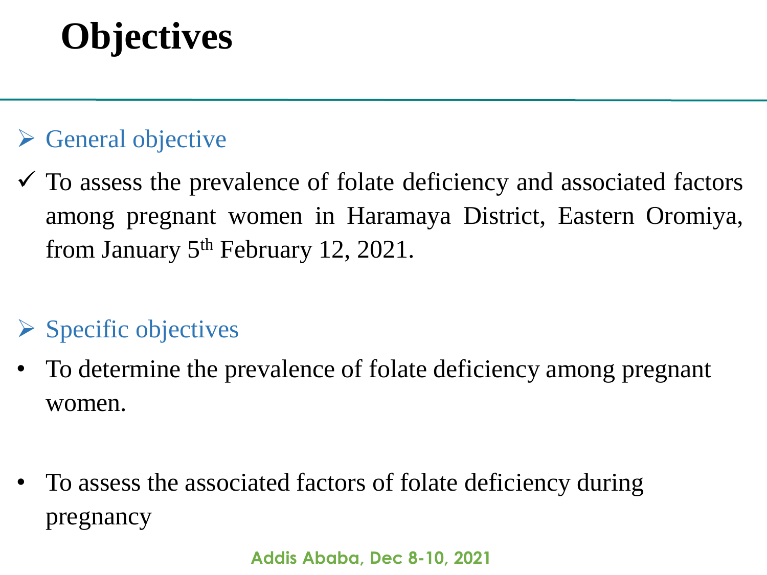# Objectives

- General objective

- ✓ To assess the prevalence of folate deficiency and associated factors among pregnant women in Haramaya District, Eastern Oromiya, from January 5th February 12, 2021.

- Specific objectives

- To determine the prevalence of folate deficiency among pregnant women.
- To assess the associated factors of folate deficiency during pregnancy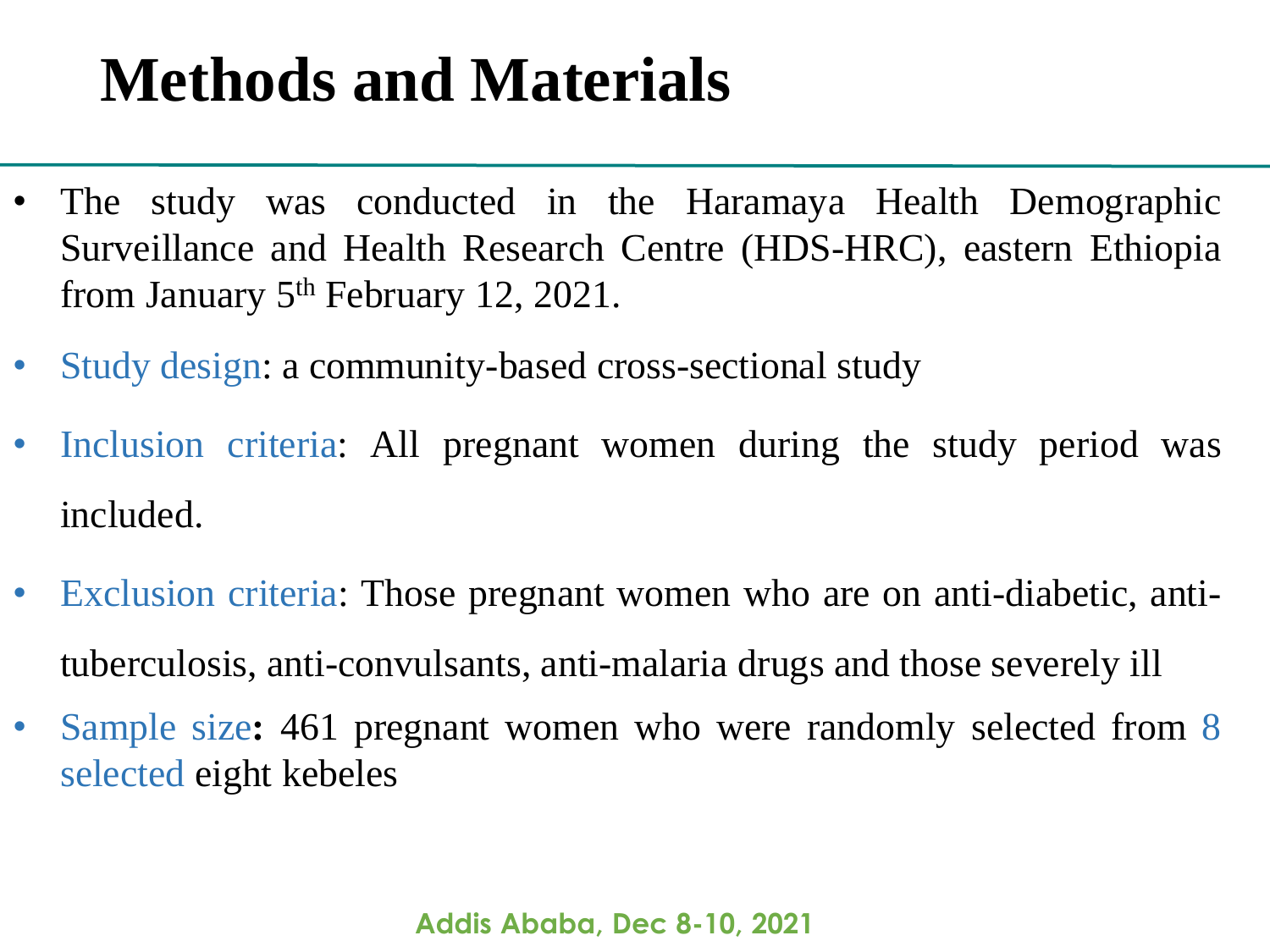# Methods and Materials

- The study was conducted in the Haramaya Health Demographic Surveillance and Health Research Centre (HDS-HRC), eastern Ethiopia from January 5th February 12, 2021.
- Study design: a community-based cross-sectional study
- Inclusion criteria: All pregnant women during the study period was included.
- Exclusion criteria: Those pregnant women who are on anti-diabetic, anti-tuberculosis, anti-convulsants, anti-malaria drugs and those severely ill
- Sample size**:** 461 pregnant women who were randomly selected from 8 selected eight kebeles

Addis Ababa, Dec 8-10, 2021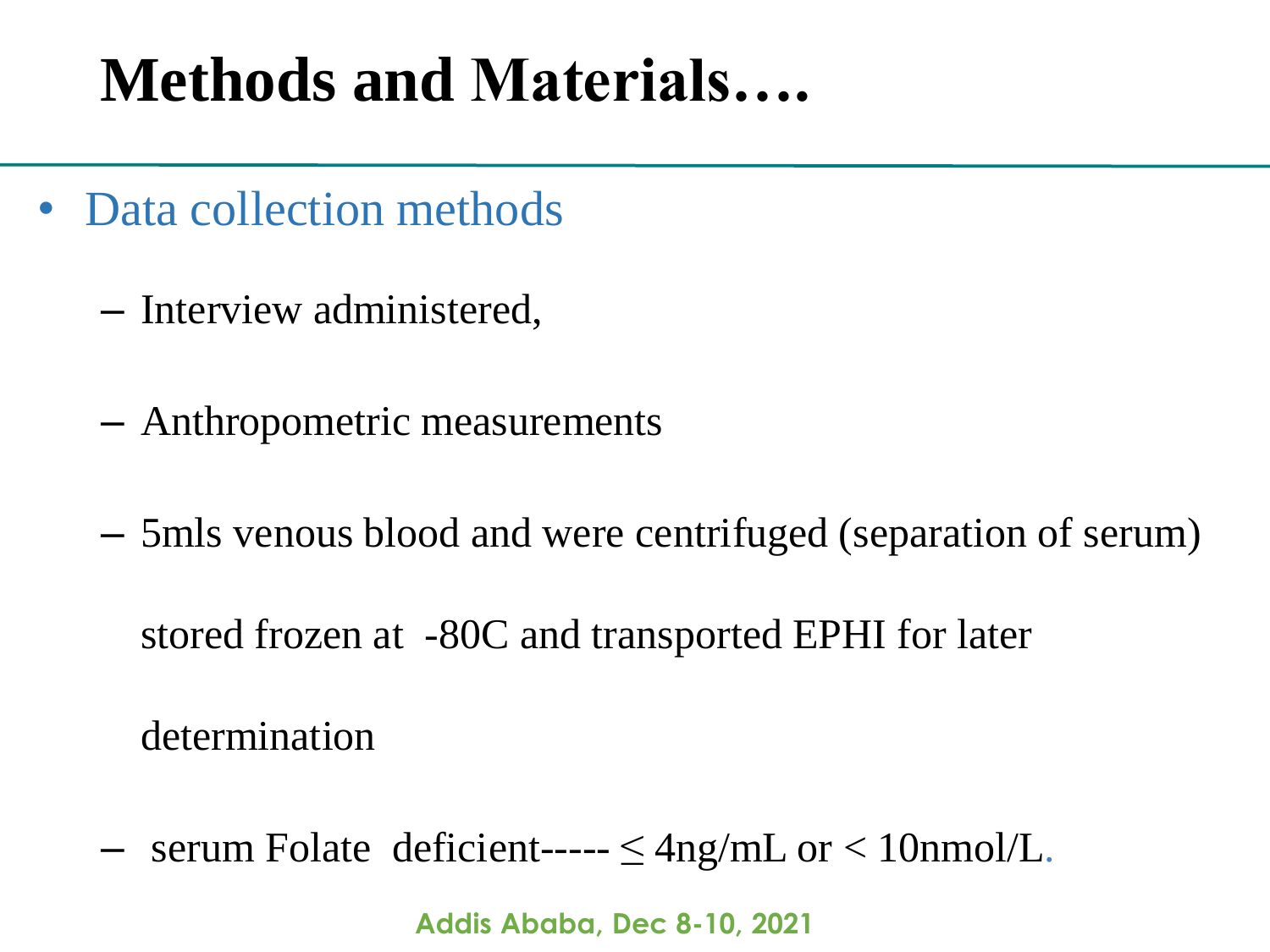# Methods and Materials….

- Data collection methods
  - Interview administered,
  - Anthropometric measurements
  - 5mls venous blood and were centrifuged (separation of serum) stored frozen at -80C and transported EPHI for later determination
  - serum Folate deficient----- $\leq$ 4ng/mL or < 10nmol/L.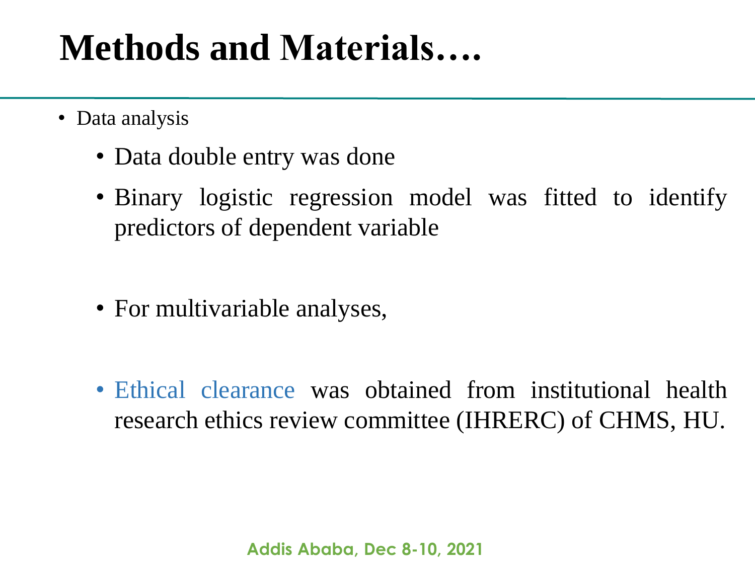# Methods and Materials….

- Data analysis
  - Data double entry was done
  - Binary logistic regression model was fitted to identify predictors of dependent variable
  - For multivariable analyses,
  - Ethical clearance was obtained from institutional health research ethics review committee (IHRERC) of CHMS, HU.

Addis Ababa, Dec 8-10, 2021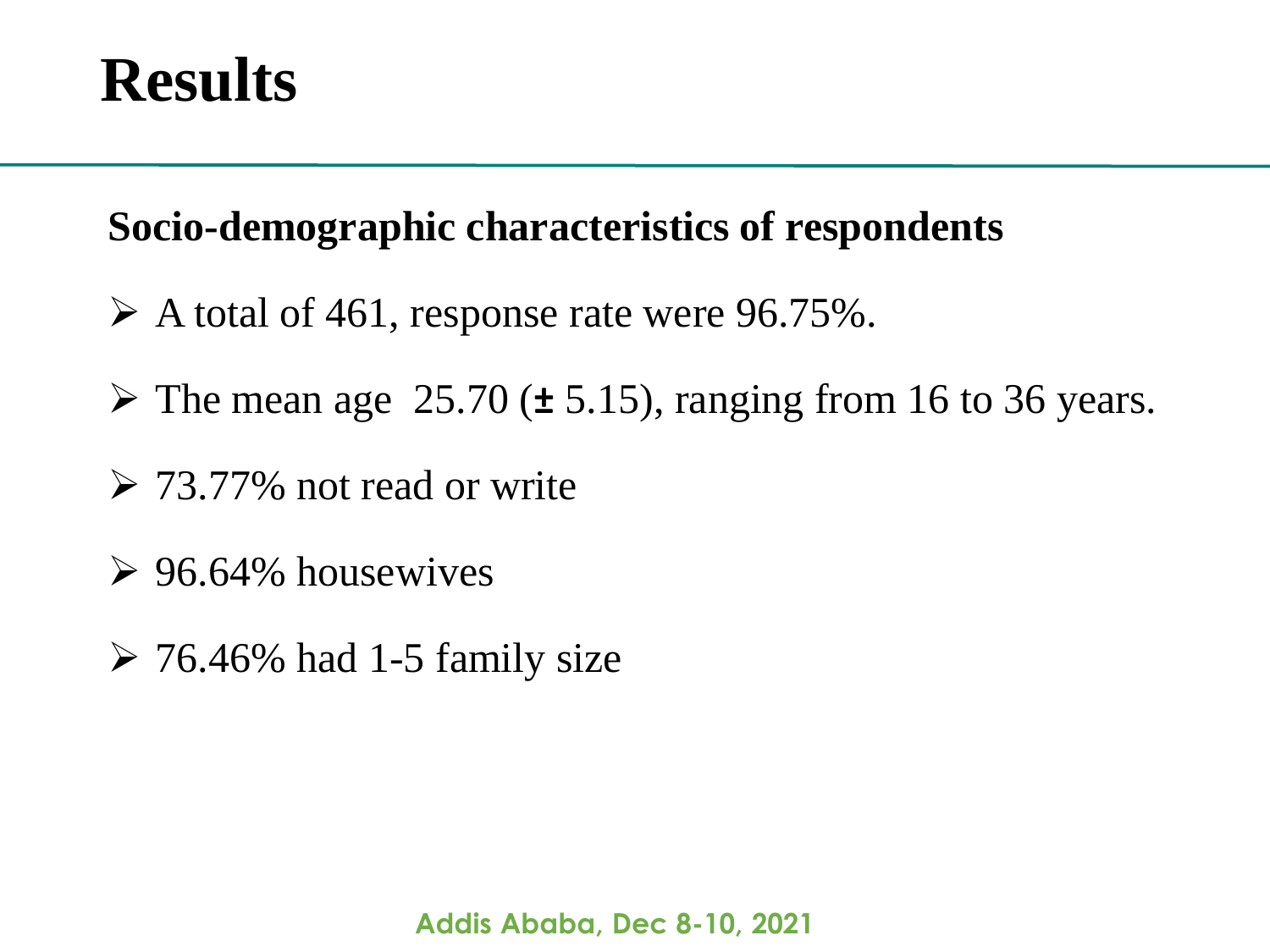# Results

**Socio-demographic characteristics of respondents**

- A total of 461, response rate were 96.75%.
- The mean age 25.70 (± 5.15), ranging from 16 to 36 years.
- 73.77% not read or write
- 96.64% housewives
- 76.46% had 1-5 family size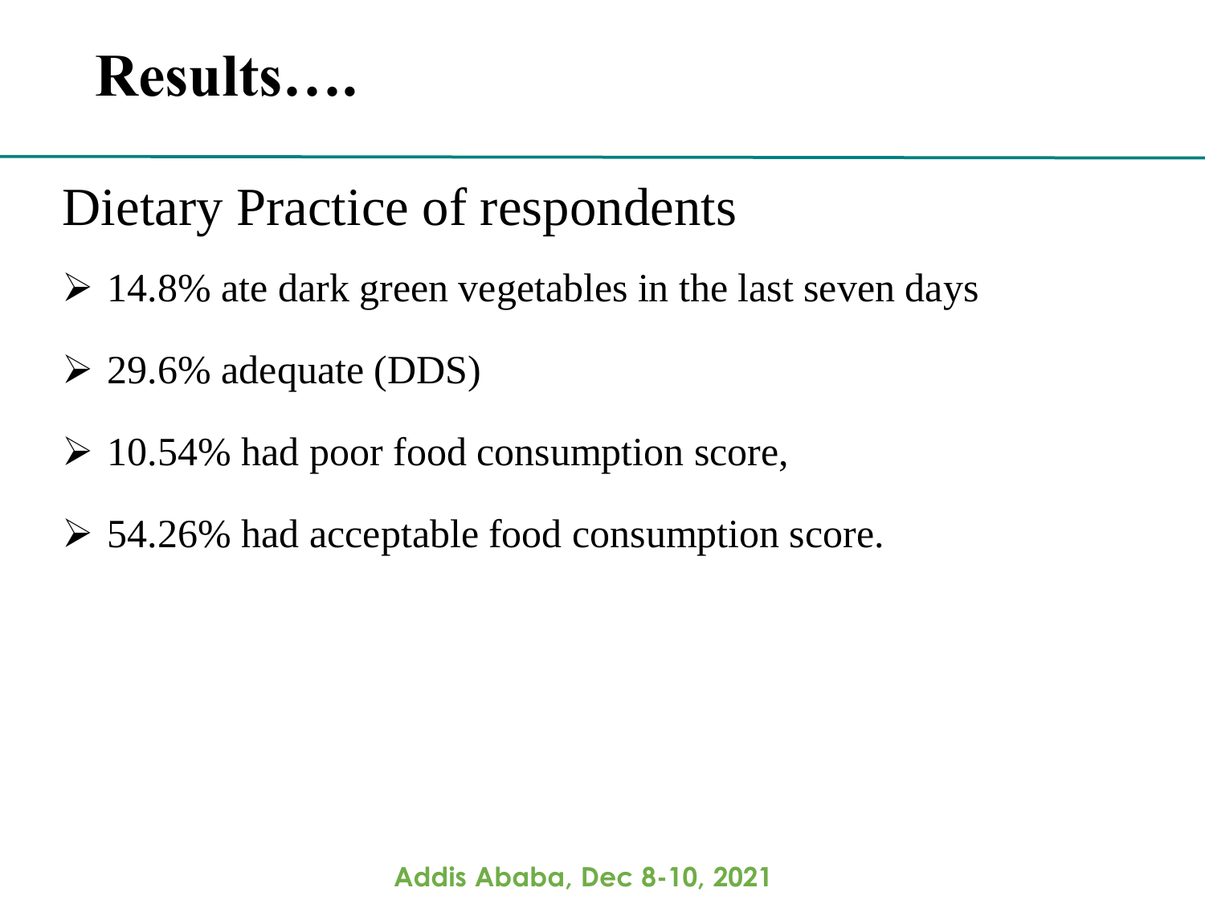# Results….

## Dietary Practice of respondents

- 14.8% ate dark green vegetables in the last seven days
- 29.6% adequate (DDS)
- 10.54% had poor food consumption score,
- 54.26% had acceptable food consumption score.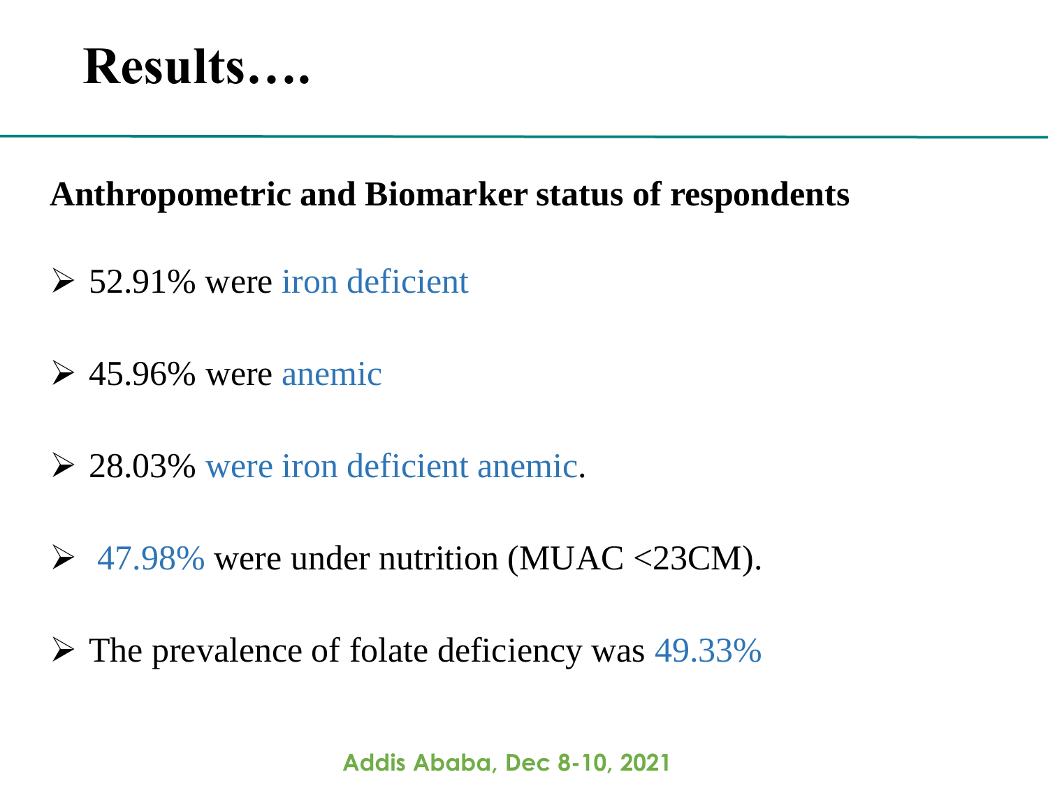# Results….

## Anthropometric and Biomarker status of respondents

- 52.91% were iron deficient
- 45.96% were anemic
- 28.03% were iron deficient anemic.
- 47.98% were under nutrition (MUAC <23CM).
- The prevalence of folate deficiency was 49.33%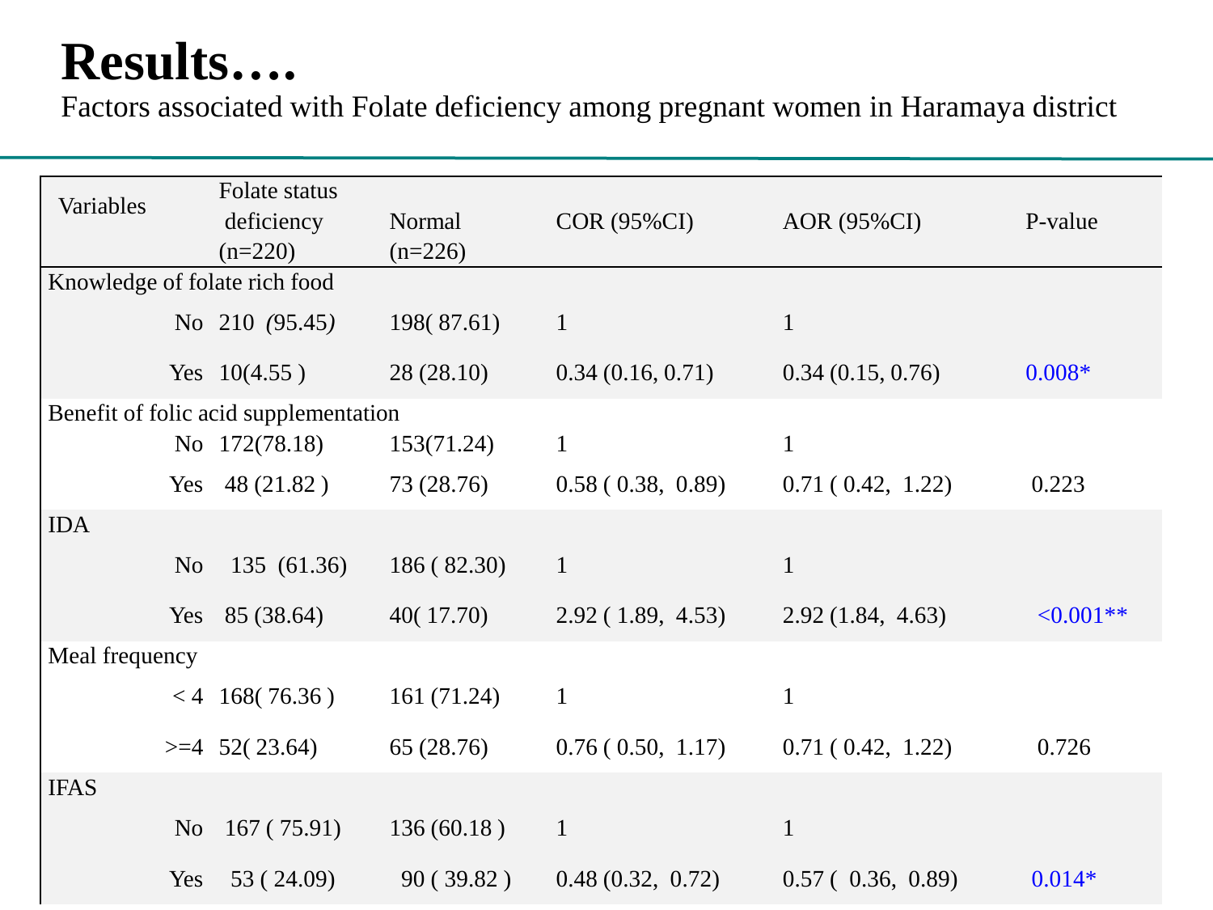# Results….

Factors associated with Folate deficiency among pregnant women in Haramaya district

| Variables | | Folate status deficiency (n=220) | Normal (n=226) | COR (95%CI) | AOR (95%CI) | P-value |
|---|---|---|---|---|---|---|
| Knowledge of folate rich food | | | | | | |
| | No | 210 (95.45) | 198( 87.61) | 1 | 1 | |
| | Yes | 10(4.55 ) | 28 (28.10) | 0.34 (0.16, 0.71) | 0.34 (0.15, 0.76) | 0.008* |
| Benefit of folic acid supplementation | | | | | | |
| | No | 172(78.18) | 153(71.24) | 1 | 1 | |
| | Yes | 48 (21.82 ) | 73 (28.76) | 0.58 ( 0.38, 0.89) | 0.71 ( 0.42, 1.22) | 0.223 |
| IDA | | | | | | |
| | No | 135 (61.36) | 186 ( 82.30) | 1 | 1 | |
| | Yes | 85 (38.64) | 40( 17.70) | 2.92 ( 1.89, 4.53) | 2.92 (1.84, 4.63) | <0.001** |
| Meal frequency | | | | | | |
| | < 4 | 168( 76.36 ) | 161 (71.24) | 1 | 1 | |
| | >=4 | 52( 23.64) | 65 (28.76) | 0.76 ( 0.50, 1.17) | 0.71 ( 0.42, 1.22) | 0.726 |
| IFAS | | | | | | |
| | No | 167 ( 75.91) | 136 (60.18 ) | 1 | 1 | |
| | Yes | 53 ( 24.09) | 90 ( 39.82 ) | 0.48 (0.32, 0.72) | 0.57 ( 0.36, 0.89) | 0.014* |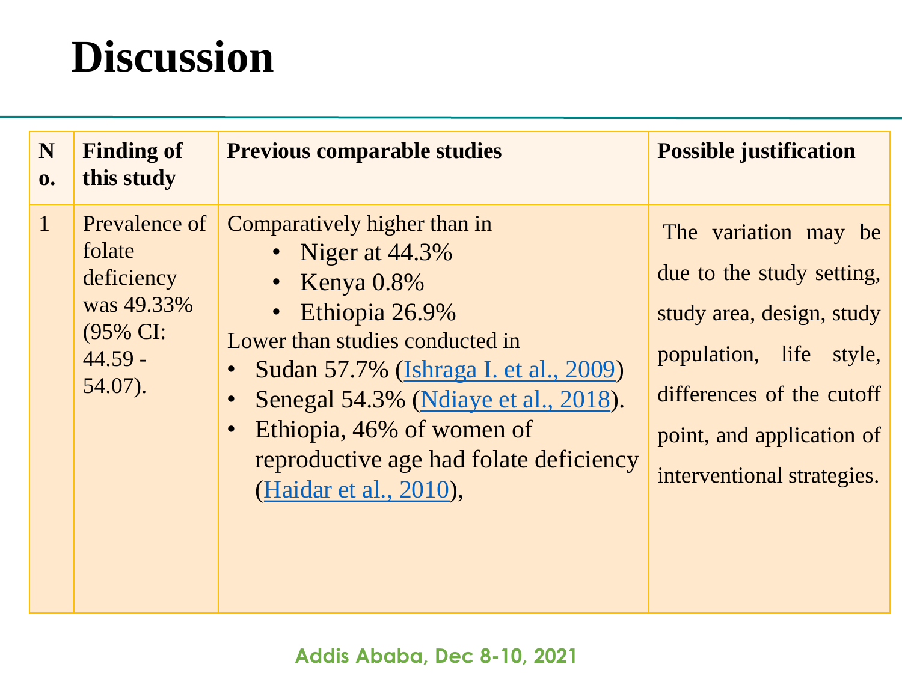# Discussion

| No. | Finding of this study | Previous comparable studies | Possible justification |
|---|---|---|---|
| 1 | Prevalence of folate deficiency was 49.33% (95% CI: 44.59 - 54.07). | Comparatively higher than in<br>• Niger at 44.3%<br>• Kenya 0.8%<br>• Ethiopia 26.9%<br>Lower than studies conducted in<br>• Sudan 57.7% (Ishraga I. et al., 2009)<br>• Senegal 54.3% (Ndiaye et al., 2018).<br>• Ethiopia, 46% of women of reproductive age had folate deficiency (Haidar et al., 2010), | The variation may be due to the study setting, study area, design, study population, life style, differences of the cutoff point, and application of interventional strategies. |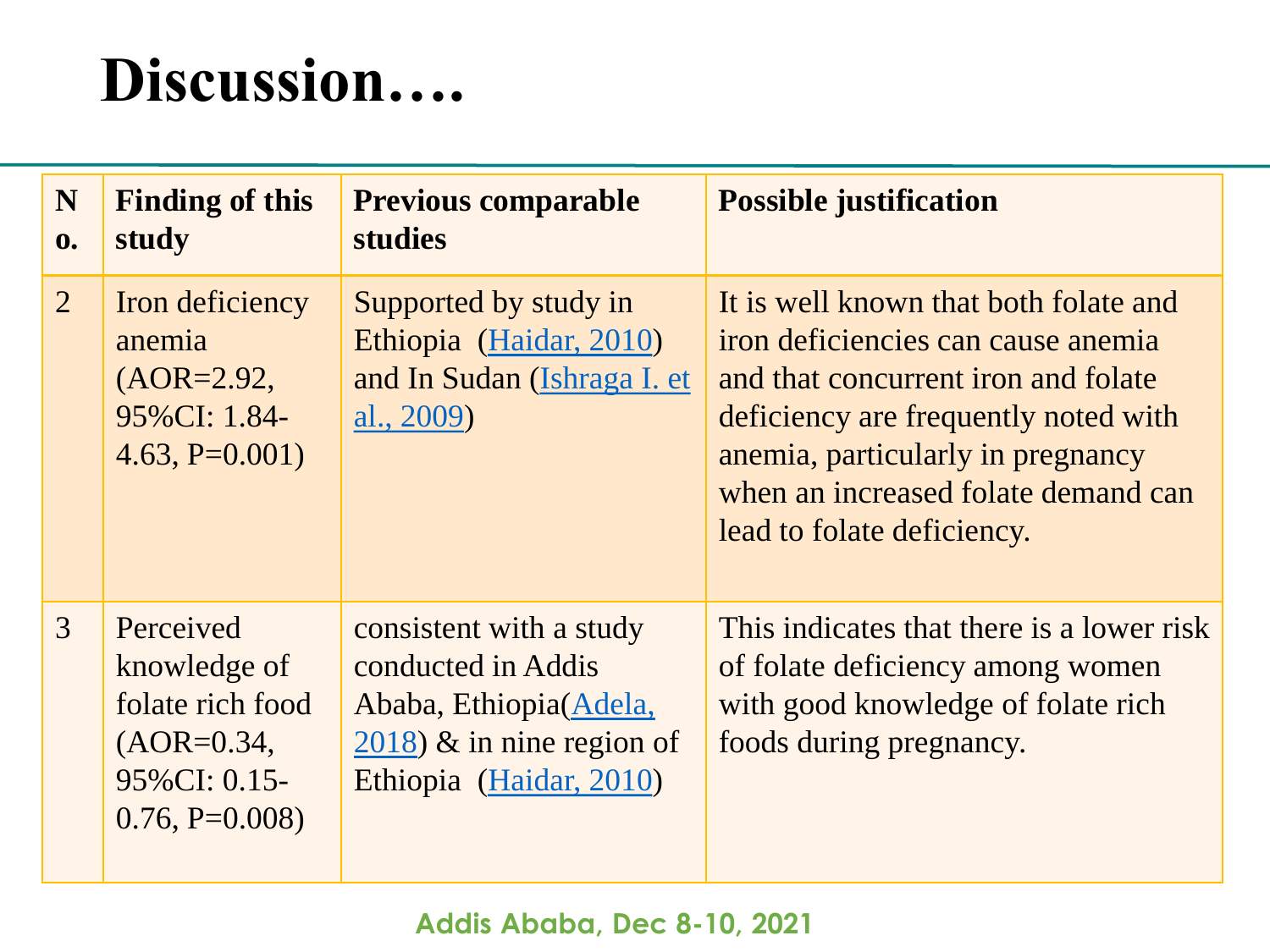# Discussion….

| No. | Finding of this study | Previous comparable studies | Possible justification |
|---|---|---|---|
| 2 | Iron deficiency anemia (AOR=2.92, 95%CI: 1.84-4.63, P=0.001) | Supported by study in Ethiopia (Haidar, 2010) and In Sudan (Ishraga I. et al., 2009) | It is well known that both folate and iron deficiencies can cause anemia and that concurrent iron and folate deficiency are frequently noted with anemia, particularly in pregnancy when an increased folate demand can lead to folate deficiency. |
| 3 | Perceived knowledge of folate rich food (AOR=0.34, 95%CI: 0.15-0.76, P=0.008) | consistent with a study conducted in Addis Ababa, Ethiopia(Adela, 2018) & in nine region of Ethiopia (Haidar, 2010) | This indicates that there is a lower risk of folate deficiency among women with good knowledge of folate rich foods during pregnancy. |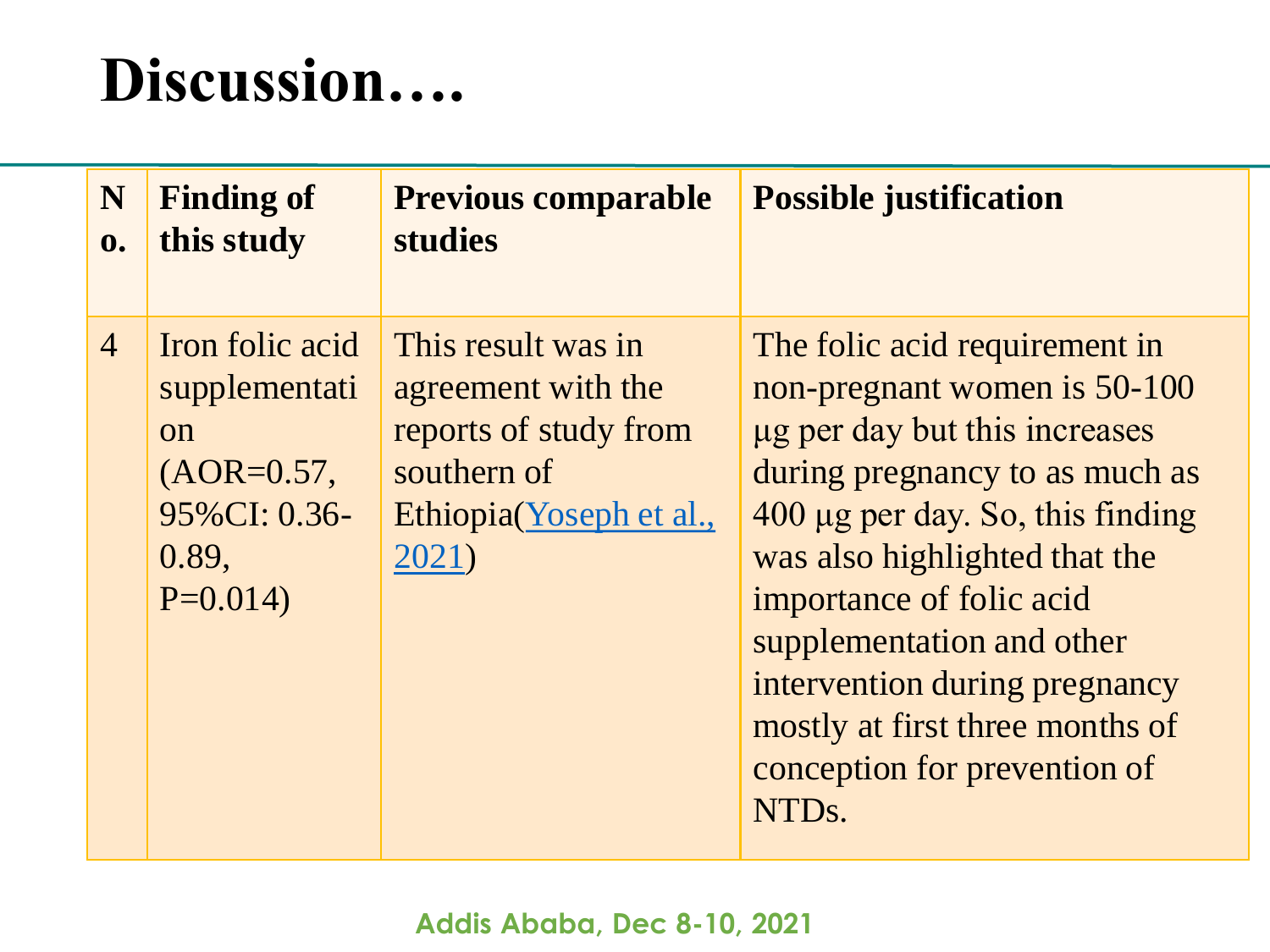# Discussion….

| No. | Finding of this study | Previous comparable studies | Possible justification |
|---|---|---|---|
| 4 | Iron folic acid supplementation (AOR=0.57, 95%CI: 0.36-0.89, P=0.014) | This result was in agreement with the reports of study from southern of Ethiopia(Yoseph et al., 2021) | The folic acid requirement in non-pregnant women is 50-100 µg per day but this increases during pregnancy to as much as 400 µg per day. So, this finding was also highlighted that the importance of folic acid supplementation and other intervention during pregnancy mostly at first three months of conception for prevention of NTDs. |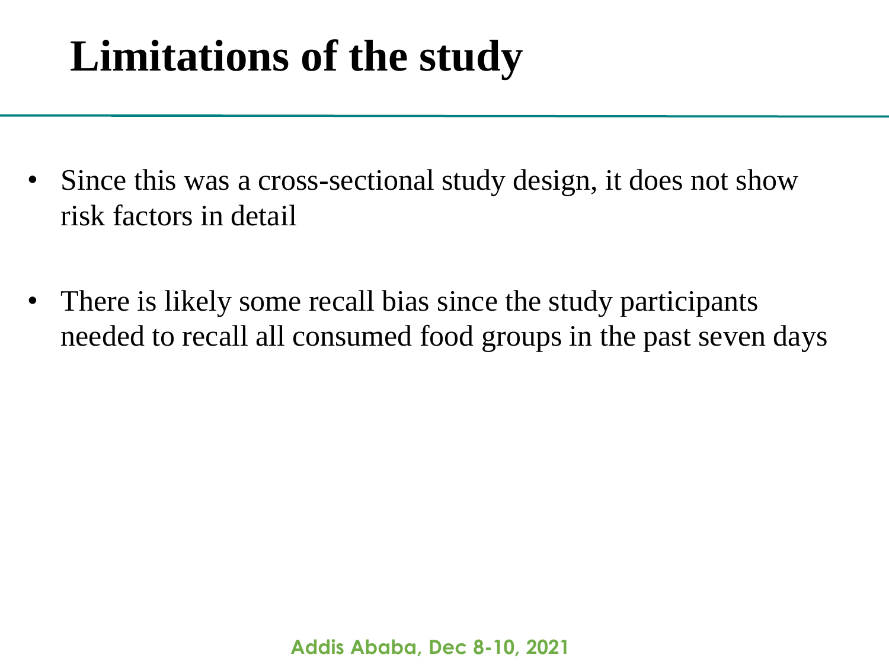# Limitations of the study

- Since this was a cross-sectional study design, it does not show risk factors in detail
- There is likely some recall bias since the study participants needed to recall all consumed food groups in the past seven days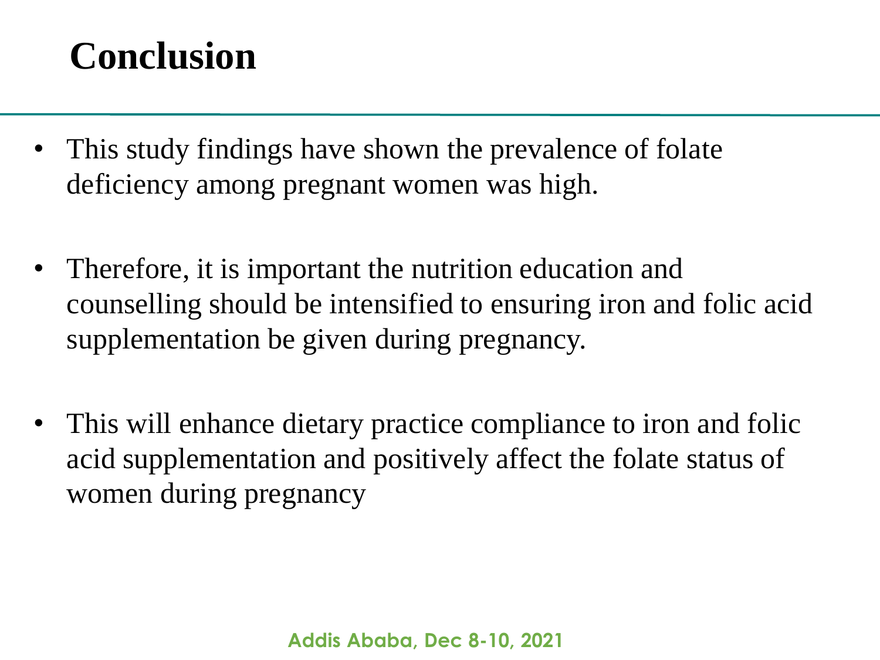# Conclusion

- This study findings have shown the prevalence of folate deficiency among pregnant women was high.
- Therefore, it is important the nutrition education and counselling should be intensified to ensuring iron and folic acid supplementation be given during pregnancy.
- This will enhance dietary practice compliance to iron and folic acid supplementation and positively affect the folate status of women during pregnancy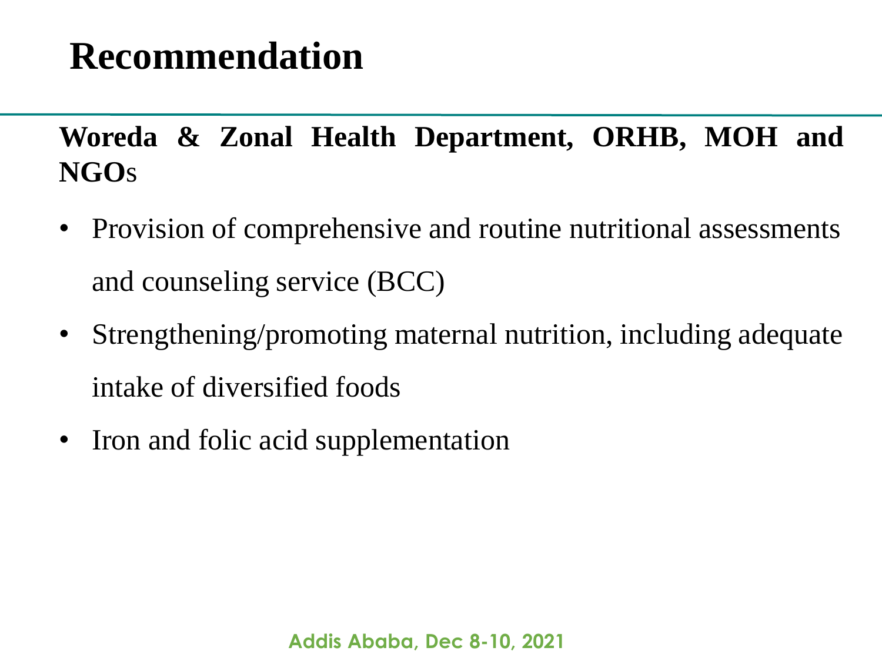# Recommendation

**Woreda & Zonal Health Department, ORHB, MOH and NGO**s

- Provision of comprehensive and routine nutritional assessments and counseling service (BCC)
- Strengthening/promoting maternal nutrition, including adequate intake of diversified foods
- Iron and folic acid supplementation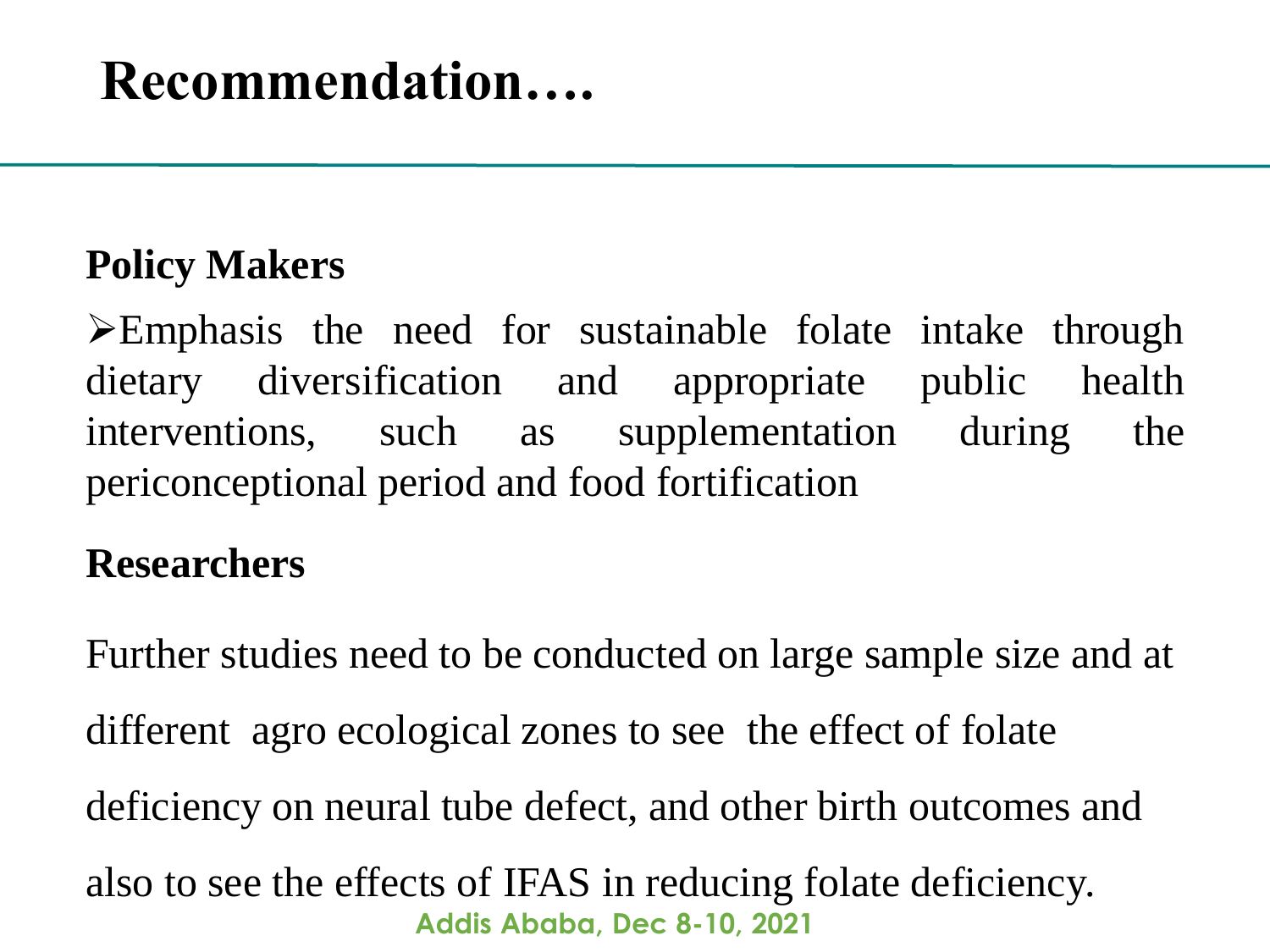# Recommendation….

**Policy Makers**

- Emphasis the need for sustainable folate intake through dietary diversification and appropriate public health interventions, such as supplementation during the periconceptional period and food fortification

**Researchers**

Further studies need to be conducted on large sample size and at different agro ecological zones to see the effect of folate deficiency on neural tube defect, and other birth outcomes and also to see the effects of IFAS in reducing folate deficiency.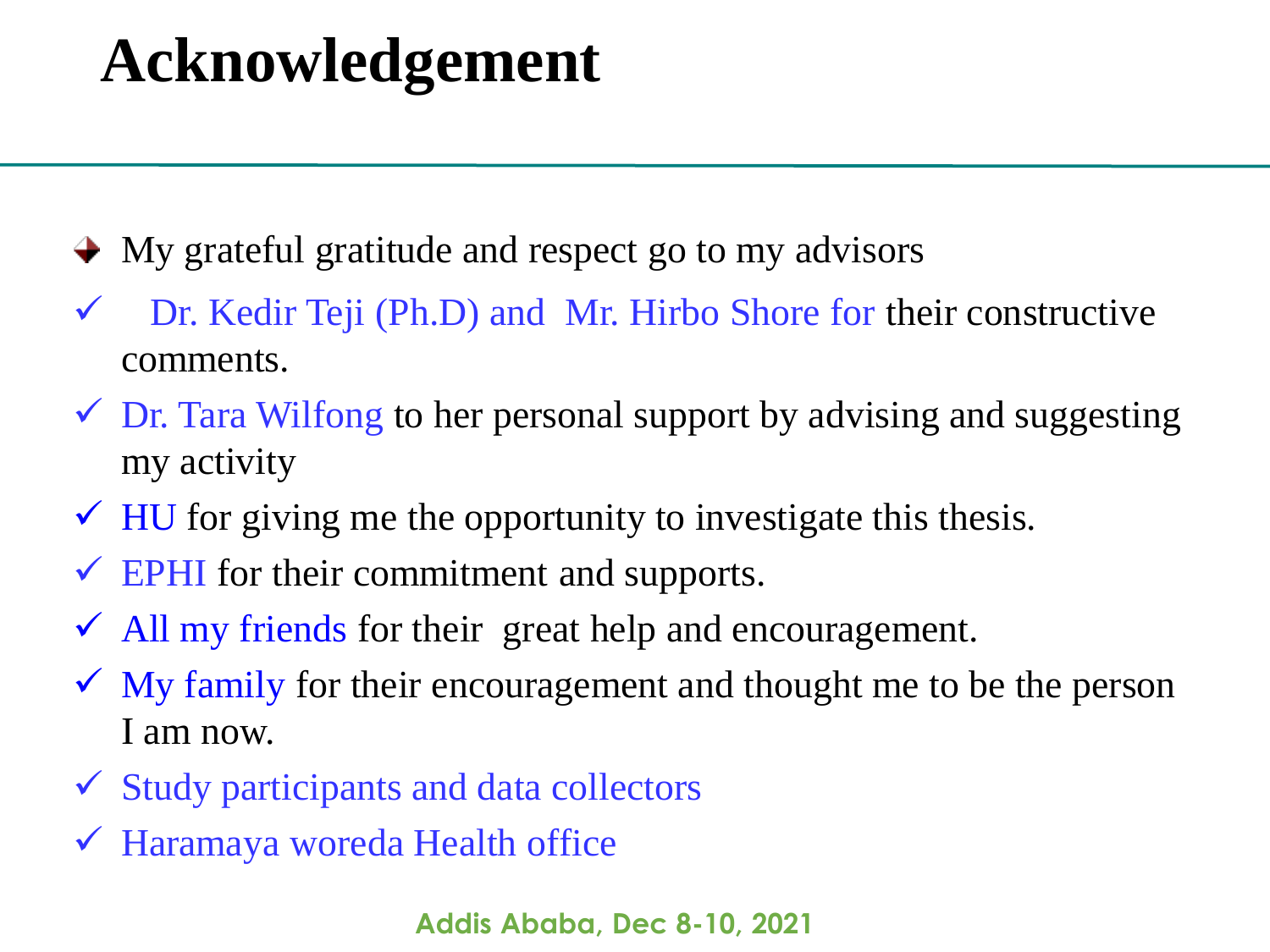# Acknowledgement

- My grateful gratitude and respect go to my advisors
- ✓ Dr. Kedir Teji (Ph.D) and Mr. Hirbo Shore for their constructive comments.
- ✓ Dr. Tara Wilfong to her personal support by advising and suggesting my activity
- ✓ HU for giving me the opportunity to investigate this thesis.
- ✓ EPHI for their commitment and supports.
- ✓ All my friends for their great help and encouragement.
- ✓ My family for their encouragement and thought me to be the person I am now.
- ✓ Study participants and data collectors
- ✓ Haramaya woreda Health office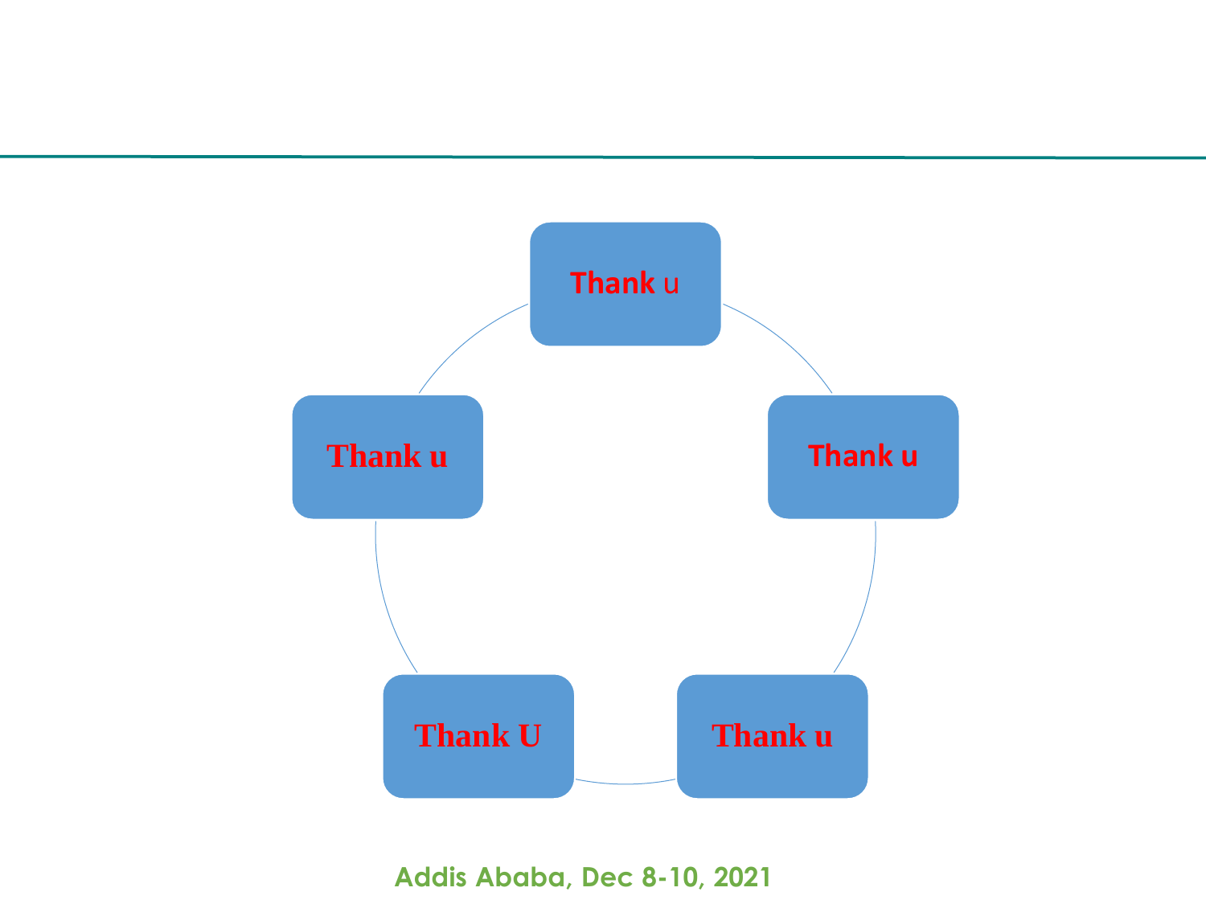Thank u

Thank u

Thank u

Thank U

Thank u

Addis Ababa, Dec 8-10, 2021